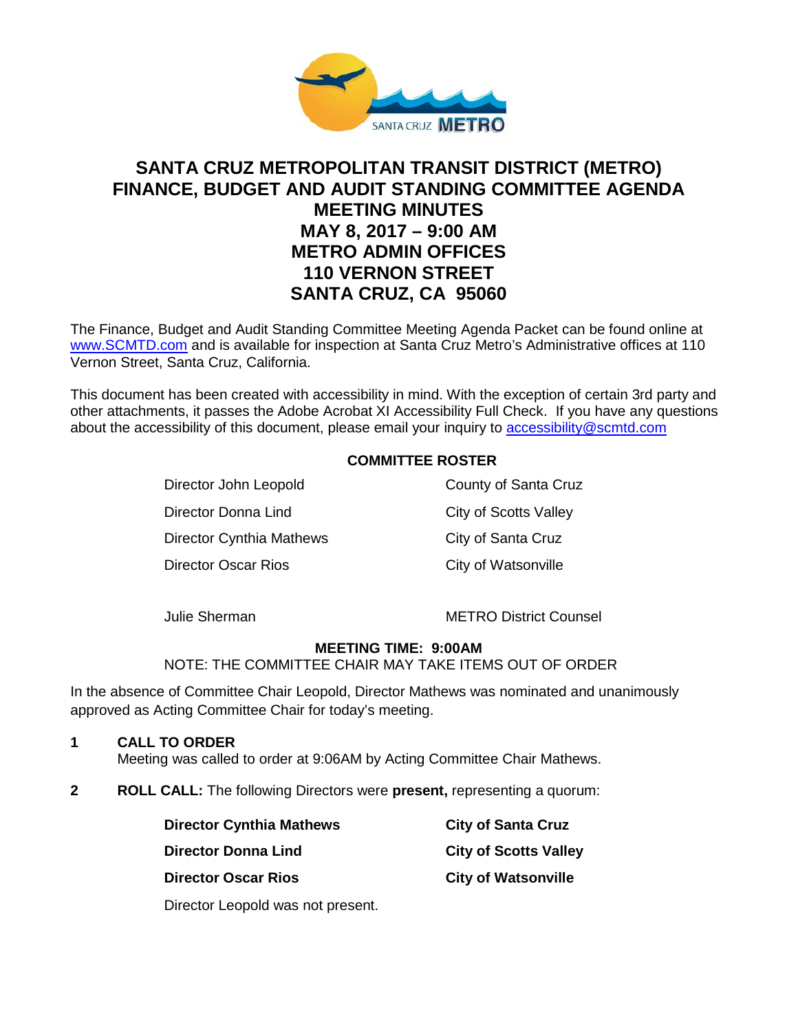# SANTA CRUZ METROPOLITAN TRANSIT DISTRICT (METRO) FINANCE, BUDGET AND AUDIT STANDING COMMITTEE AGENDA MEETING MINUTES MAY 8, 2017 – 9:00 AM METRO ADMIN OFFICES 110 VERNON STREET SANTA CRUZ, CA 95060

The Finance, Budget and Audit Standing Committee Meeting Agenda Packet can be found online at www.SCMTD.com and is available for inspection at Santa Cruz Metro's Administrative offices at 110 Vernon Street, Santa Cruz, California.

This document has been created with accessibility in mind. With the exception of certain 3rd party and other attachments, it passes the Adobe Acrobat XI Accessibility Full Check. If you have any questions about the accessibility of this document, please email your inquiry to accessibility@scmtd.com

**COMMITTEE ROSTER**

| | |
|---|---|
| Director John Leopold | County of Santa Cruz |
| Director Donna Lind | City of Scotts Valley |
| Director Cynthia Mathews | City of Santa Cruz |
| Director Oscar Rios | City of Watsonville |
| | |
| Julie Sherman | METRO District Counsel |

**MEETING TIME: 9:00AM**

NOTE: THE COMMITTEE CHAIR MAY TAKE ITEMS OUT OF ORDER

In the absence of Committee Chair Leopold, Director Mathews was nominated and unanimously approved as Acting Committee Chair for today's meeting.

**1 CALL TO ORDER**

Meeting was called to order at 9:06AM by Acting Committee Chair Mathews.

**2 ROLL CALL:** The following Directors were **present,** representing a quorum:

| | |
|---|---|
| **Director Cynthia Mathews** | **City of Santa Cruz** |
| **Director Donna Lind** | **City of Scotts Valley** |
| **Director Oscar Rios** | **City of Watsonville** |

Director Leopold was not present.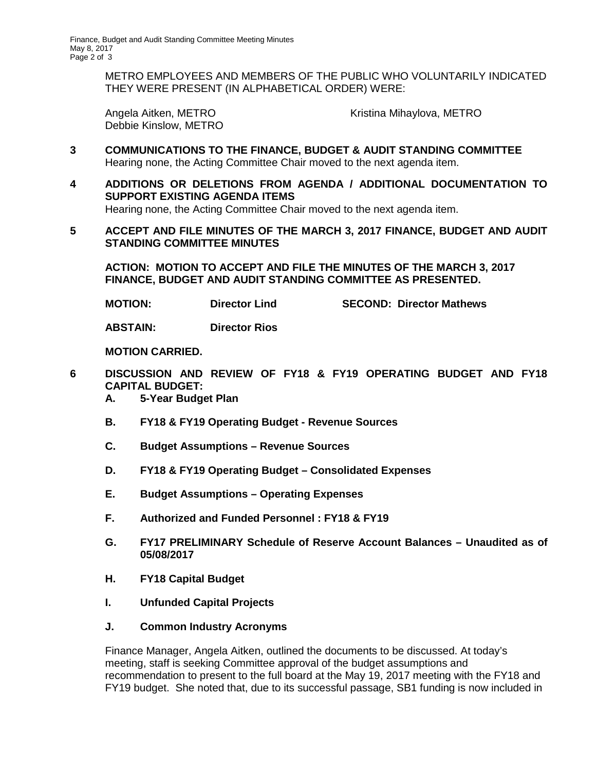METRO EMPLOYEES AND MEMBERS OF THE PUBLIC WHO VOLUNTARILY INDICATED THEY WERE PRESENT (IN ALPHABETICAL ORDER) WERE:

Angela Aitken, METRO
Debbie Kinslow, METRO
Kristina Mihaylova, METRO

**3 COMMUNICATIONS TO THE FINANCE, BUDGET & AUDIT STANDING COMMITTEE**

Hearing none, the Acting Committee Chair moved to the next agenda item.

**4 ADDITIONS OR DELETIONS FROM AGENDA / ADDITIONAL DOCUMENTATION TO SUPPORT EXISTING AGENDA ITEMS**

Hearing none, the Acting Committee Chair moved to the next agenda item.

**5 ACCEPT AND FILE MINUTES OF THE MARCH 3, 2017 FINANCE, BUDGET AND AUDIT STANDING COMMITTEE MINUTES**

**ACTION: MOTION TO ACCEPT AND FILE THE MINUTES OF THE MARCH 3, 2017 FINANCE, BUDGET AND AUDIT STANDING COMMITTEE AS PRESENTED.**

**MOTION: Director Lind SECOND: Director Mathews**

**ABSTAIN: Director Rios**

**MOTION CARRIED.**

**6 DISCUSSION AND REVIEW OF FY18 & FY19 OPERATING BUDGET AND FY18 CAPITAL BUDGET:**

**A. 5-Year Budget Plan**

**B. FY18 & FY19 Operating Budget - Revenue Sources**

**C. Budget Assumptions – Revenue Sources**

**D. FY18 & FY19 Operating Budget – Consolidated Expenses**

**E. Budget Assumptions – Operating Expenses**

**F. Authorized and Funded Personnel : FY18 & FY19**

**G. FY17 PRELIMINARY Schedule of Reserve Account Balances – Unaudited as of 05/08/2017**

**H. FY18 Capital Budget**

**I. Unfunded Capital Projects**

**J. Common Industry Acronyms**

Finance Manager, Angela Aitken, outlined the documents to be discussed. At today's meeting, staff is seeking Committee approval of the budget assumptions and recommendation to present to the full board at the May 19, 2017 meeting with the FY18 and FY19 budget. She noted that, due to its successful passage, SB1 funding is now included in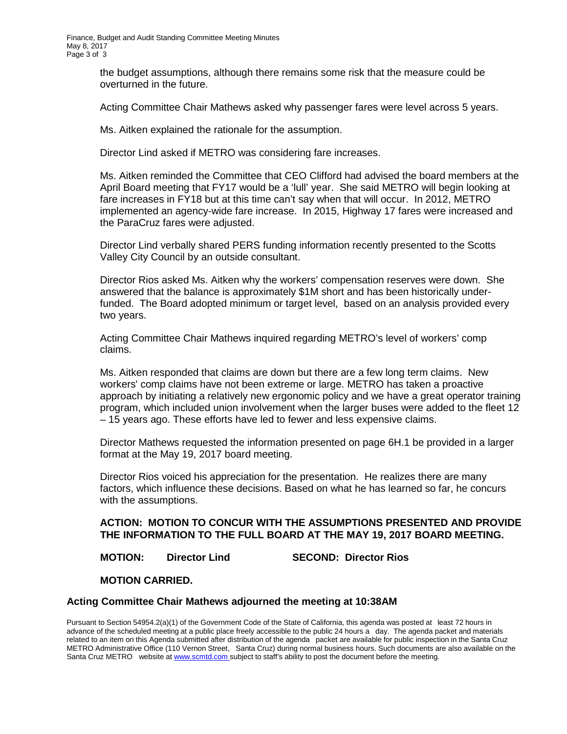the budget assumptions, although there remains some risk that the measure could be overturned in the future.

Acting Committee Chair Mathews asked why passenger fares were level across 5 years.

Ms. Aitken explained the rationale for the assumption.

Director Lind asked if METRO was considering fare increases.

Ms. Aitken reminded the Committee that CEO Clifford had advised the board members at the April Board meeting that FY17 would be a 'lull' year. She said METRO will begin looking at fare increases in FY18 but at this time can't say when that will occur. In 2012, METRO implemented an agency-wide fare increase. In 2015, Highway 17 fares were increased and the ParaCruz fares were adjusted.

Director Lind verbally shared PERS funding information recently presented to the Scotts Valley City Council by an outside consultant.

Director Rios asked Ms. Aitken why the workers' compensation reserves were down. She answered that the balance is approximately $1M short and has been historically under-funded. The Board adopted minimum or target level, based on an analysis provided every two years.

Acting Committee Chair Mathews inquired regarding METRO's level of workers' comp claims.

Ms. Aitken responded that claims are down but there are a few long term claims. New workers' comp claims have not been extreme or large. METRO has taken a proactive approach by initiating a relatively new ergonomic policy and we have a great operator training program, which included union involvement when the larger buses were added to the fleet 12 – 15 years ago. These efforts have led to fewer and less expensive claims.

Director Mathews requested the information presented on page 6H.1 be provided in a larger format at the May 19, 2017 board meeting.

Director Rios voiced his appreciation for the presentation. He realizes there are many factors, which influence these decisions. Based on what he has learned so far, he concurs with the assumptions.

**ACTION: MOTION TO CONCUR WITH THE ASSUMPTIONS PRESENTED AND PROVIDE THE INFORMATION TO THE FULL BOARD AT THE MAY 19, 2017 BOARD MEETING.**

**MOTION: Director Lind SECOND: Director Rios**

**MOTION CARRIED.**

**Acting Committee Chair Mathews adjourned the meeting at 10:38AM**

Pursuant to Section 54954.2(a)(1) of the Government Code of the State of California, this agenda was posted at least 72 hours in advance of the scheduled meeting at a public place freely accessible to the public 24 hours a day. The agenda packet and materials related to an item on this Agenda submitted after distribution of the agenda packet are available for public inspection in the Santa Cruz METRO Administrative Office (110 Vernon Street, Santa Cruz) during normal business hours. Such documents are also available on the Santa Cruz METRO website at www.scmtd.com subject to staff's ability to post the document before the meeting.